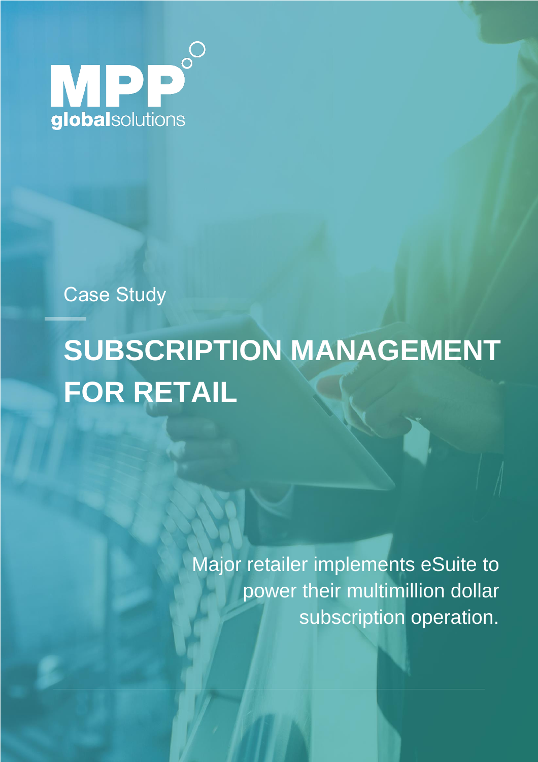MPP globalsolutions

Case Study

# SUBSCRIPTION MANAGEMENT FOR RETAIL

Major retailer implements eSuite to power their multimillion dollar subscription operation.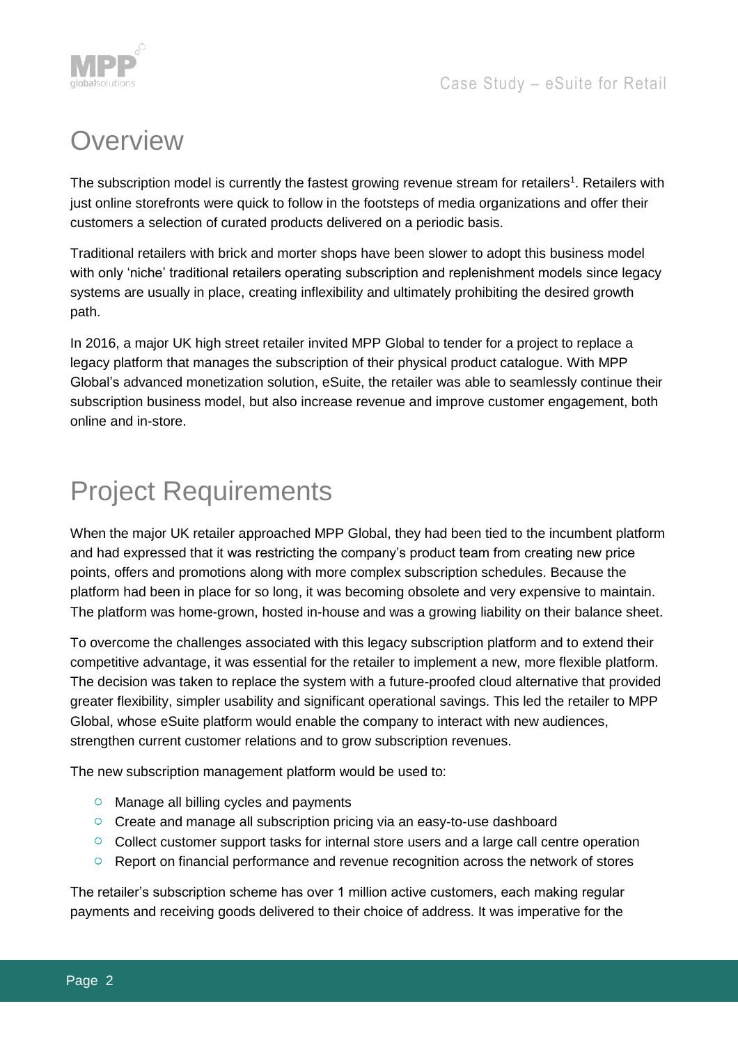# Overview

The subscription model is currently the fastest growing revenue stream for retailers[1]. Retailers with just online storefronts were quick to follow in the footsteps of media organizations and offer their customers a selection of curated products delivered on a periodic basis.

Traditional retailers with brick and morter shops have been slower to adopt this business model with only 'niche' traditional retailers operating subscription and replenishment models since legacy systems are usually in place, creating inflexibility and ultimately prohibiting the desired growth path.

In 2016, a major UK high street retailer invited MPP Global to tender for a project to replace a legacy platform that manages the subscription of their physical product catalogue. With MPP Global's advanced monetization solution, eSuite, the retailer was able to seamlessly continue their subscription business model, but also increase revenue and improve customer engagement, both online and in-store.

# Project Requirements

When the major UK retailer approached MPP Global, they had been tied to the incumbent platform and had expressed that it was restricting the company's product team from creating new price points, offers and promotions along with more complex subscription schedules. Because the platform had been in place for so long, it was becoming obsolete and very expensive to maintain. The platform was home-grown, hosted in-house and was a growing liability on their balance sheet.

To overcome the challenges associated with this legacy subscription platform and to extend their competitive advantage, it was essential for the retailer to implement a new, more flexible platform. The decision was taken to replace the system with a future-proofed cloud alternative that provided greater flexibility, simpler usability and significant operational savings. This led the retailer to MPP Global, whose eSuite platform would enable the company to interact with new audiences, strengthen current customer relations and to grow subscription revenues.

The new subscription management platform would be used to:

- Manage all billing cycles and payments
- Create and manage all subscription pricing via an easy-to-use dashboard
- Collect customer support tasks for internal store users and a large call centre operation
- Report on financial performance and revenue recognition across the network of stores

The retailer's subscription scheme has over 1 million active customers, each making regular payments and receiving goods delivered to their choice of address. It was imperative for the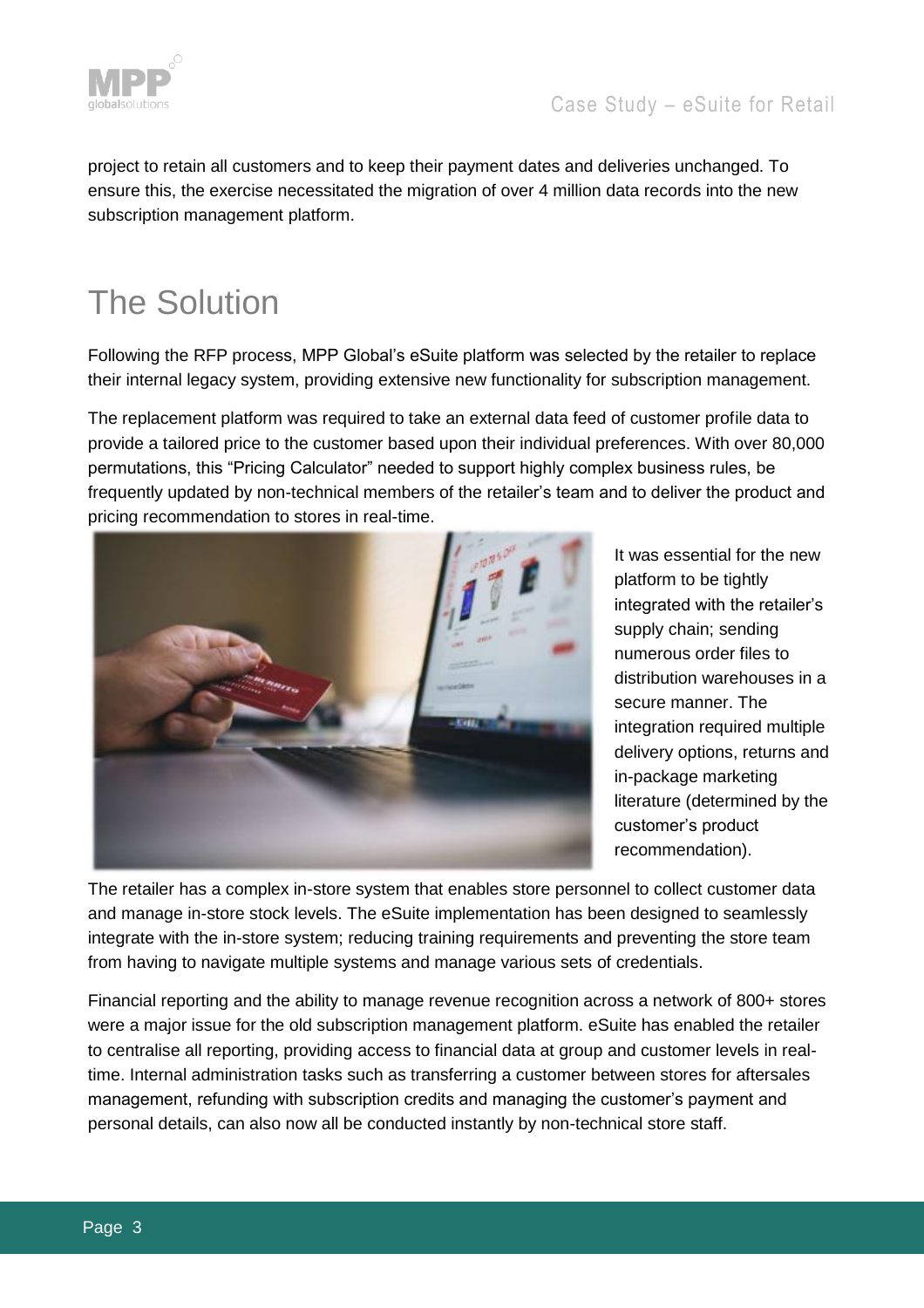project to retain all customers and to keep their payment dates and deliveries unchanged. To ensure this, the exercise necessitated the migration of over 4 million data records into the new subscription management platform.

# The Solution

Following the RFP process, MPP Global's eSuite platform was selected by the retailer to replace their internal legacy system, providing extensive new functionality for subscription management.

The replacement platform was required to take an external data feed of customer profile data to provide a tailored price to the customer based upon their individual preferences. With over 80,000 permutations, this "Pricing Calculator" needed to support highly complex business rules, be frequently updated by non-technical members of the retailer's team and to deliver the product and pricing recommendation to stores in real-time.

It was essential for the new platform to be tightly integrated with the retailer's supply chain; sending numerous order files to distribution warehouses in a secure manner. The integration required multiple delivery options, returns and in-package marketing literature (determined by the customer's product recommendation).

The retailer has a complex in-store system that enables store personnel to collect customer data and manage in-store stock levels. The eSuite implementation has been designed to seamlessly integrate with the in-store system; reducing training requirements and preventing the store team from having to navigate multiple systems and manage various sets of credentials.

Financial reporting and the ability to manage revenue recognition across a network of 800+ stores were a major issue for the old subscription management platform. eSuite has enabled the retailer to centralise all reporting, providing access to financial data at group and customer levels in real-time. Internal administration tasks such as transferring a customer between stores for aftersales management, refunding with subscription credits and managing the customer's payment and personal details, can also now all be conducted instantly by non-technical store staff.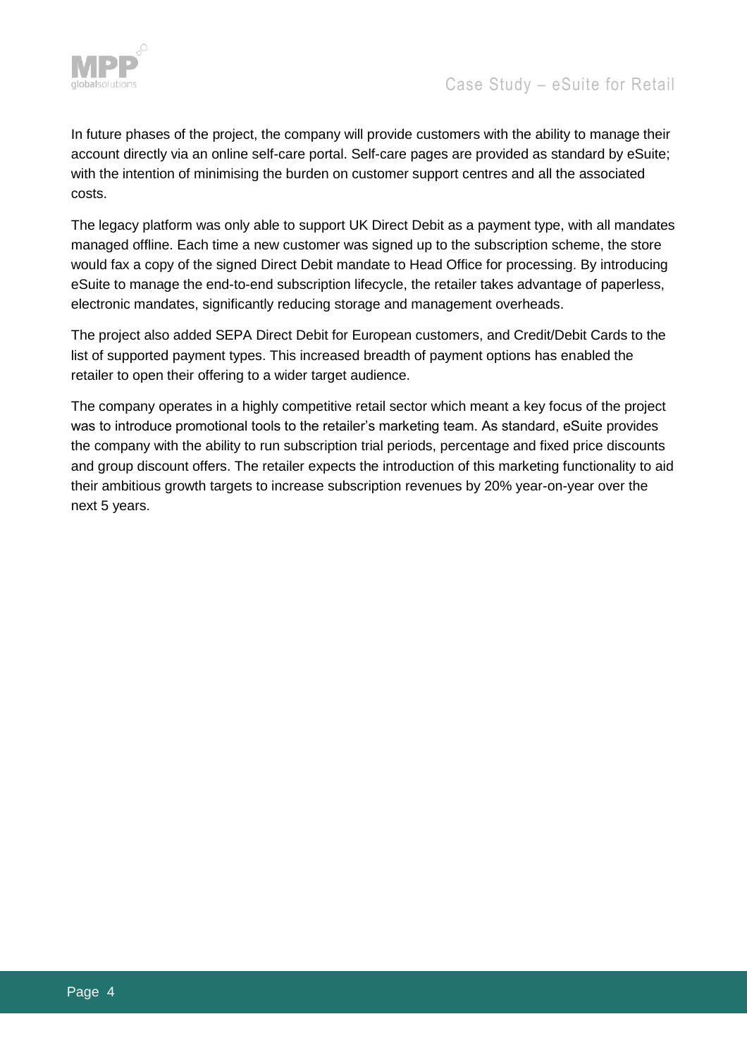In future phases of the project, the company will provide customers with the ability to manage their account directly via an online self-care portal. Self-care pages are provided as standard by eSuite; with the intention of minimising the burden on customer support centres and all the associated costs.

The legacy platform was only able to support UK Direct Debit as a payment type, with all mandates managed offline. Each time a new customer was signed up to the subscription scheme, the store would fax a copy of the signed Direct Debit mandate to Head Office for processing. By introducing eSuite to manage the end-to-end subscription lifecycle, the retailer takes advantage of paperless, electronic mandates, significantly reducing storage and management overheads.

The project also added SEPA Direct Debit for European customers, and Credit/Debit Cards to the list of supported payment types. This increased breadth of payment options has enabled the retailer to open their offering to a wider target audience.

The company operates in a highly competitive retail sector which meant a key focus of the project was to introduce promotional tools to the retailer's marketing team. As standard, eSuite provides the company with the ability to run subscription trial periods, percentage and fixed price discounts and group discount offers. The retailer expects the introduction of this marketing functionality to aid their ambitious growth targets to increase subscription revenues by 20% year-on-year over the next 5 years.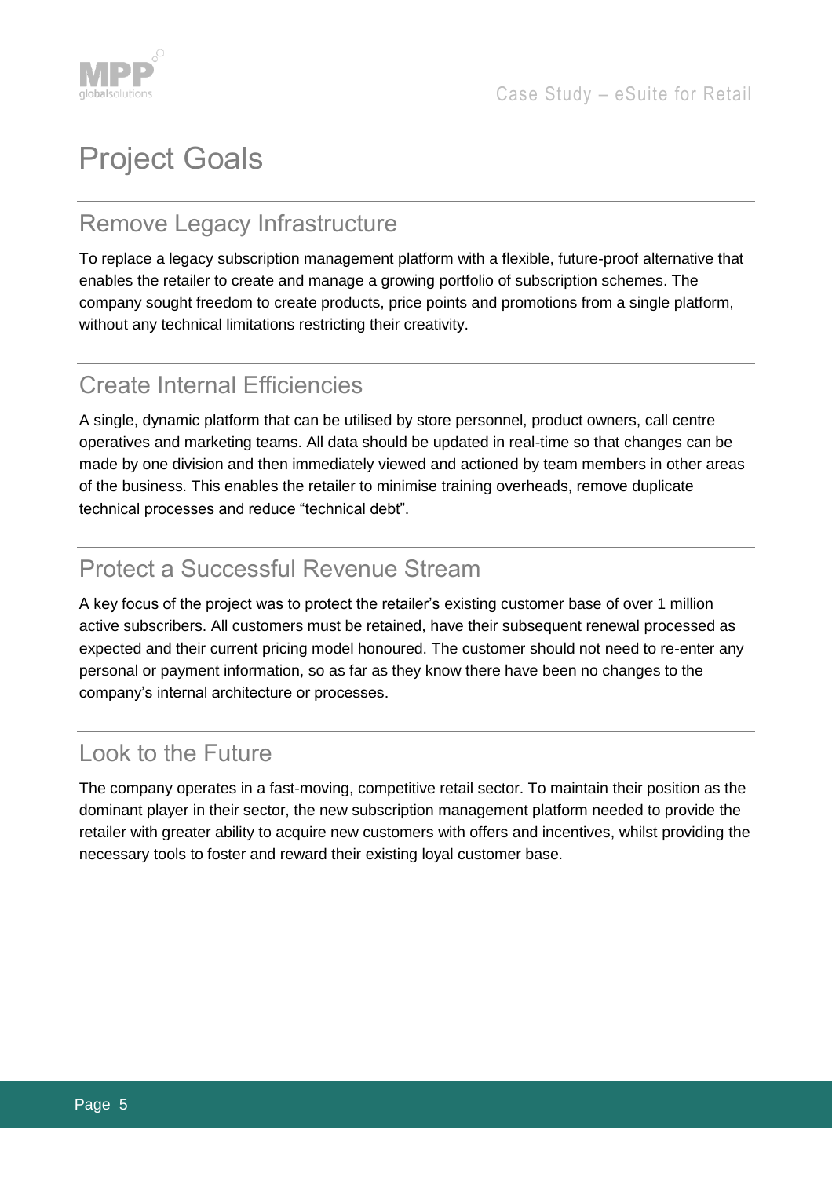# Project Goals

## Remove Legacy Infrastructure

To replace a legacy subscription management platform with a flexible, future-proof alternative that enables the retailer to create and manage a growing portfolio of subscription schemes. The company sought freedom to create products, price points and promotions from a single platform, without any technical limitations restricting their creativity.

## Create Internal Efficiencies

A single, dynamic platform that can be utilised by store personnel, product owners, call centre operatives and marketing teams. All data should be updated in real-time so that changes can be made by one division and then immediately viewed and actioned by team members in other areas of the business. This enables the retailer to minimise training overheads, remove duplicate technical processes and reduce "technical debt".

## Protect a Successful Revenue Stream

A key focus of the project was to protect the retailer's existing customer base of over 1 million active subscribers. All customers must be retained, have their subsequent renewal processed as expected and their current pricing model honoured. The customer should not need to re-enter any personal or payment information, so as far as they know there have been no changes to the company's internal architecture or processes.

## Look to the Future

The company operates in a fast-moving, competitive retail sector. To maintain their position as the dominant player in their sector, the new subscription management platform needed to provide the retailer with greater ability to acquire new customers with offers and incentives, whilst providing the necessary tools to foster and reward their existing loyal customer base.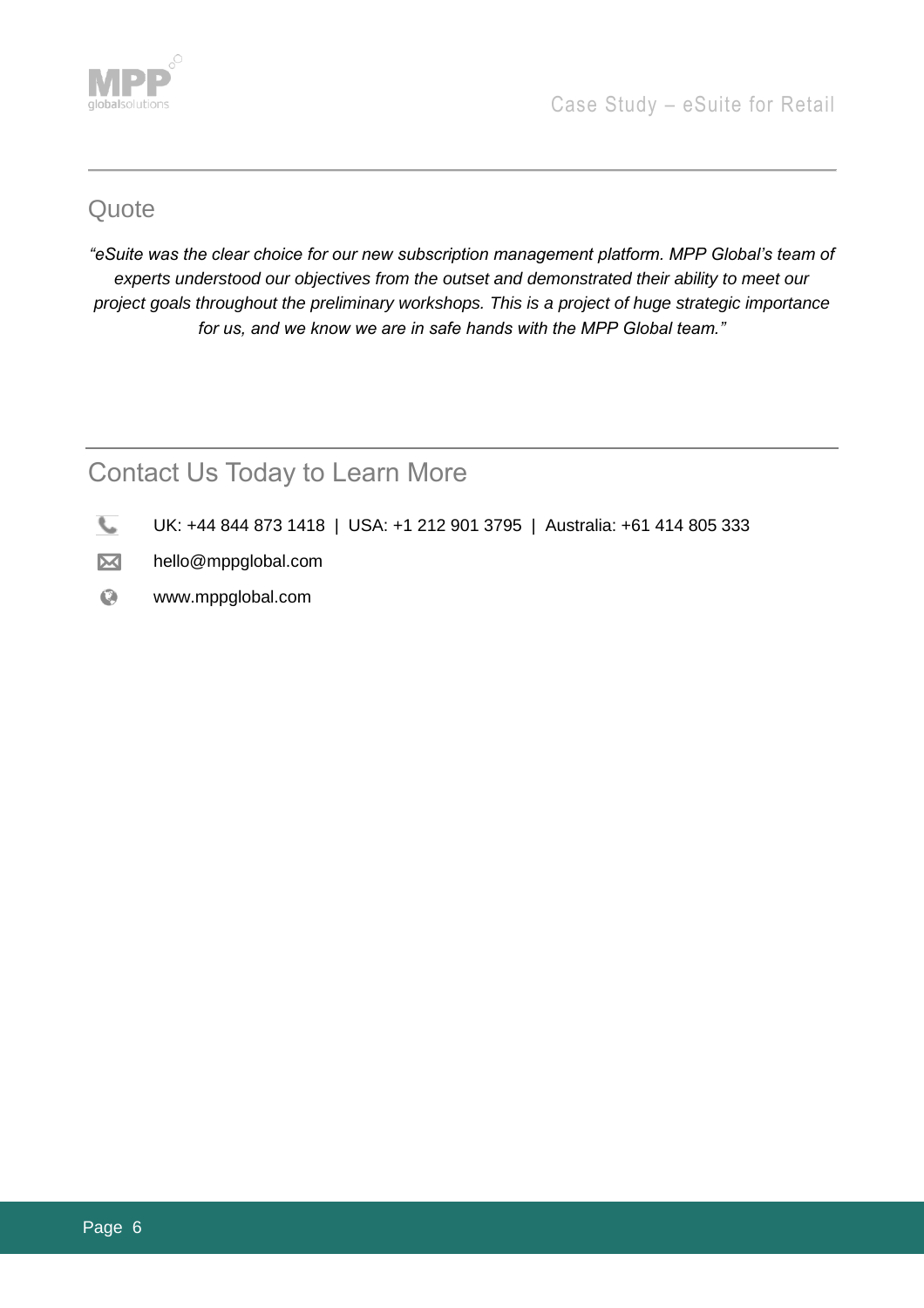## Quote

*"eSuite was the clear choice for our new subscription management platform. MPP Global's team of experts understood our objectives from the outset and demonstrated their ability to meet our project goals throughout the preliminary workshops. This is a project of huge strategic importance for us, and we know we are in safe hands with the MPP Global team."*

## Contact Us Today to Learn More

UK: +44 844 873 1418 | USA: +1 212 901 3795 | Australia: +61 414 805 333

hello@mppglobal.com

www.mppglobal.com